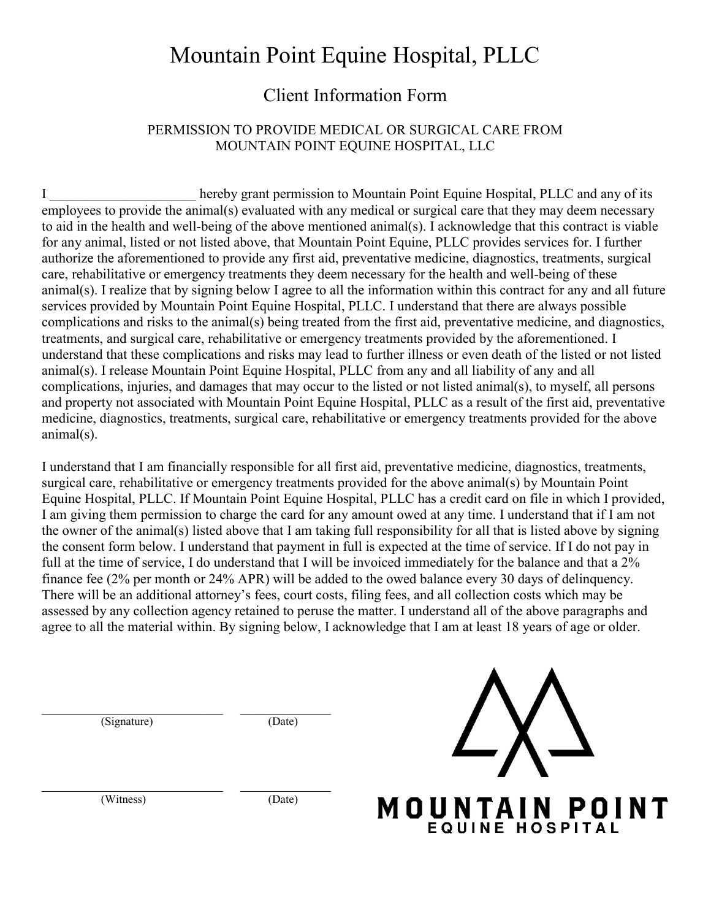# Mountain Point Equine Hospital, PLLC

## Client Information Form

### PERMISSION TO PROVIDE MEDICAL OR SURGICAL CARE FROM MOUNTAIN POINT EQUINE HOSPITAL, LLC

I _____________________ hereby grant permission to Mountain Point Equine Hospital, PLLC and any of its employees to provide the animal(s) evaluated with any medical or surgical care that they may deem necessary to aid in the health and well-being of the above mentioned animal(s). I acknowledge that this contract is viable for any animal, listed or not listed above, that Mountain Point Equine, PLLC provides services for. I further authorize the aforementioned to provide any first aid, preventative medicine, diagnostics, treatments, surgical care, rehabilitative or emergency treatments they deem necessary for the health and well-being of these animal(s). I realize that by signing below I agree to all the information within this contract for any and all future services provided by Mountain Point Equine Hospital, PLLC. I understand that there are always possible complications and risks to the animal(s) being treated from the first aid, preventative medicine, and diagnostics, treatments, and surgical care, rehabilitative or emergency treatments provided by the aforementioned. I understand that these complications and risks may lead to further illness or even death of the listed or not listed animal(s). I release Mountain Point Equine Hospital, PLLC from any and all liability of any and all complications, injuries, and damages that may occur to the listed or not listed animal(s), to myself, all persons and property not associated with Mountain Point Equine Hospital, PLLC as a result of the first aid, preventative medicine, diagnostics, treatments, surgical care, rehabilitative or emergency treatments provided for the above animal(s).

I understand that I am financially responsible for all first aid, preventative medicine, diagnostics, treatments, surgical care, rehabilitative or emergency treatments provided for the above animal(s) by Mountain Point Equine Hospital, PLLC. If Mountain Point Equine Hospital, PLLC has a credit card on file in which I provided, I am giving them permission to charge the card for any amount owed at any time. I understand that if I am not the owner of the animal(s) listed above that I am taking full responsibility for all that is listed above by signing the consent form below. I understand that payment in full is expected at the time of service. If I do not pay in full at the time of service, I do understand that I will be invoiced immediately for the balance and that a 2% finance fee (2% per month or 24% APR) will be added to the owed balance every 30 days of delinquency. There will be an additional attorney's fees, court costs, filing fees, and all collection costs which may be assessed by any collection agency retained to peruse the matter. I understand all of the above paragraphs and agree to all the material within. By signing below, I acknowledge that I am at least 18 years of age or older.

___________________________ ______________
(Signature) (Date)

___________________________ ______________
(Witness) (Date)

MOUNTAIN POINT
EQUINE HOSPITAL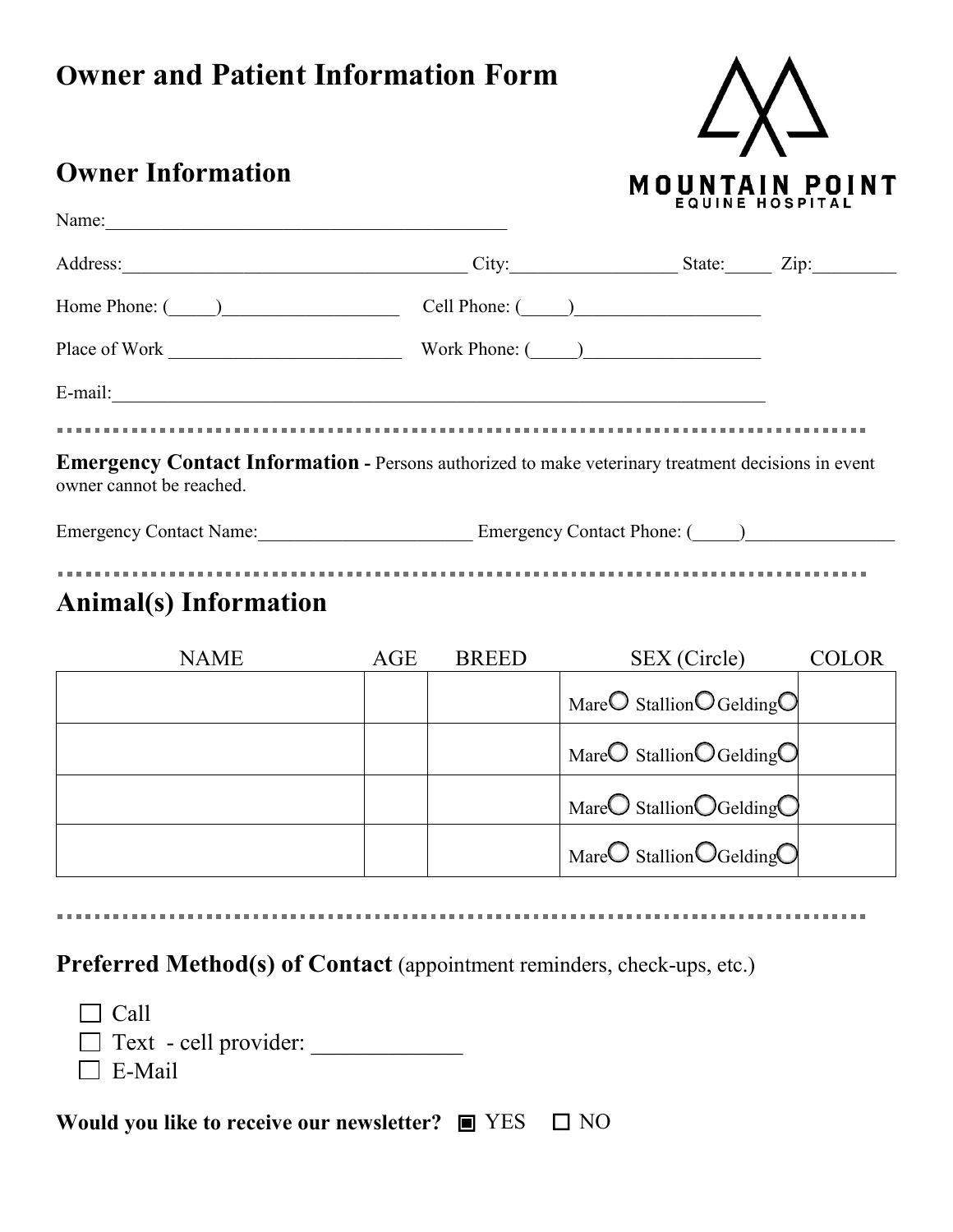# Owner and Patient Information Form

MOUNTAIN POINT
EQUINE HOSPITAL

## Owner Information

Name:______________________________________________

Address:_____________________________________ City:_________________ State:_____ Zip:_________

Home Phone: (_____)__________________ Cell Phone: (_____)___________________

Place of Work ________________________ Work Phone: (_____)__________________

E-mail:_________________________________________________________________________

**Emergency Contact Information -** Persons authorized to make veterinary treatment decisions in event owner cannot be reached.

Emergency Contact Name:_______________________ Emergency Contact Phone: (_____)_______________

## Animal(s) Information

| NAME | AGE | BREED | SEX (Circle) | COLOR |
|---|---|---|---|---|
| | | | Mare ○ Stallion ○ Gelding ○ | |
| | | | Mare ○ Stallion ○ Gelding ○ | |
| | | | Mare ○ Stallion ○ Gelding ○ | |
| | | | Mare ○ Stallion ○ Gelding ○ | |

**Preferred Method(s) of Contact** (appointment reminders, check-ups, etc.)

- ☐ Call
- ☐ Text - cell provider: _____________
- ☐ E-Mail

**Would you like to receive our newsletter?** ▣ YES ☐ NO